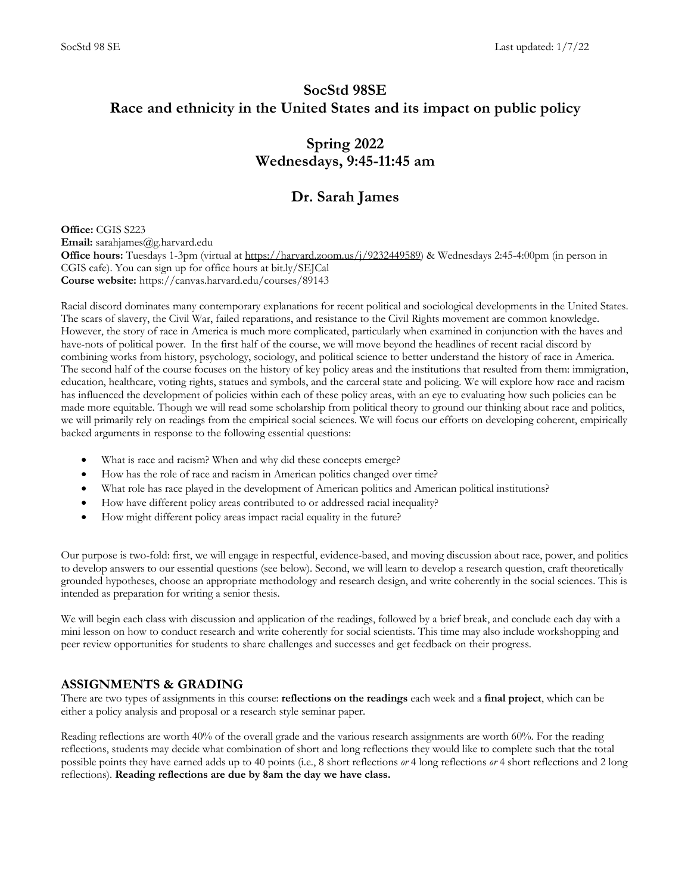# SocStd 98SE
# Race and ethnicity in the United States and its impact on public policy

## Spring 2022
## Wednesdays, 9:45-11:45 am

## Dr. Sarah James

**Office:** CGIS S223
**Email:** sarahjames@g.harvard.edu
**Office hours:** Tuesdays 1-3pm (virtual at https://harvard.zoom.us/j/9232449589) & Wednesdays 2:45-4:00pm (in person in CGIS cafe). You can sign up for office hours at bit.ly/SEJCal
**Course website:** https://canvas.harvard.edu/courses/89143

Racial discord dominates many contemporary explanations for recent political and sociological developments in the United States. The scars of slavery, the Civil War, failed reparations, and resistance to the Civil Rights movement are common knowledge. However, the story of race in America is much more complicated, particularly when examined in conjunction with the haves and have-nots of political power. In the first half of the course, we will move beyond the headlines of recent racial discord by combining works from history, psychology, sociology, and political science to better understand the history of race in America. The second half of the course focuses on the history of key policy areas and the institutions that resulted from them: immigration, education, healthcare, voting rights, statues and symbols, and the carceral state and policing. We will explore how race and racism has influenced the development of policies within each of these policy areas, with an eye to evaluating how such policies can be made more equitable. Though we will read some scholarship from political theory to ground our thinking about race and politics, we will primarily rely on readings from the empirical social sciences. We will focus our efforts on developing coherent, empirically backed arguments in response to the following essential questions:

- What is race and racism? When and why did these concepts emerge?
- How has the role of race and racism in American politics changed over time?
- What role has race played in the development of American politics and American political institutions?
- How have different policy areas contributed to or addressed racial inequality?
- How might different policy areas impact racial equality in the future?

Our purpose is two-fold: first, we will engage in respectful, evidence-based, and moving discussion about race, power, and politics to develop answers to our essential questions (see below). Second, we will learn to develop a research question, craft theoretically grounded hypotheses, choose an appropriate methodology and research design, and write coherently in the social sciences. This is intended as preparation for writing a senior thesis.

We will begin each class with discussion and application of the readings, followed by a brief break, and conclude each day with a mini lesson on how to conduct research and write coherently for social scientists. This time may also include workshopping and peer review opportunities for students to share challenges and successes and get feedback on their progress.

## ASSIGNMENTS & GRADING

There are two types of assignments in this course: **reflections on the readings** each week and a **final project**, which can be either a policy analysis and proposal or a research style seminar paper.

Reading reflections are worth 40% of the overall grade and the various research assignments are worth 60%. For the reading reflections, students may decide what combination of short and long reflections they would like to complete such that the total possible points they have earned adds up to 40 points (i.e., 8 short reflections *or* 4 long reflections *or* 4 short reflections and 2 long reflections). **Reading reflections are due by 8am the day we have class.**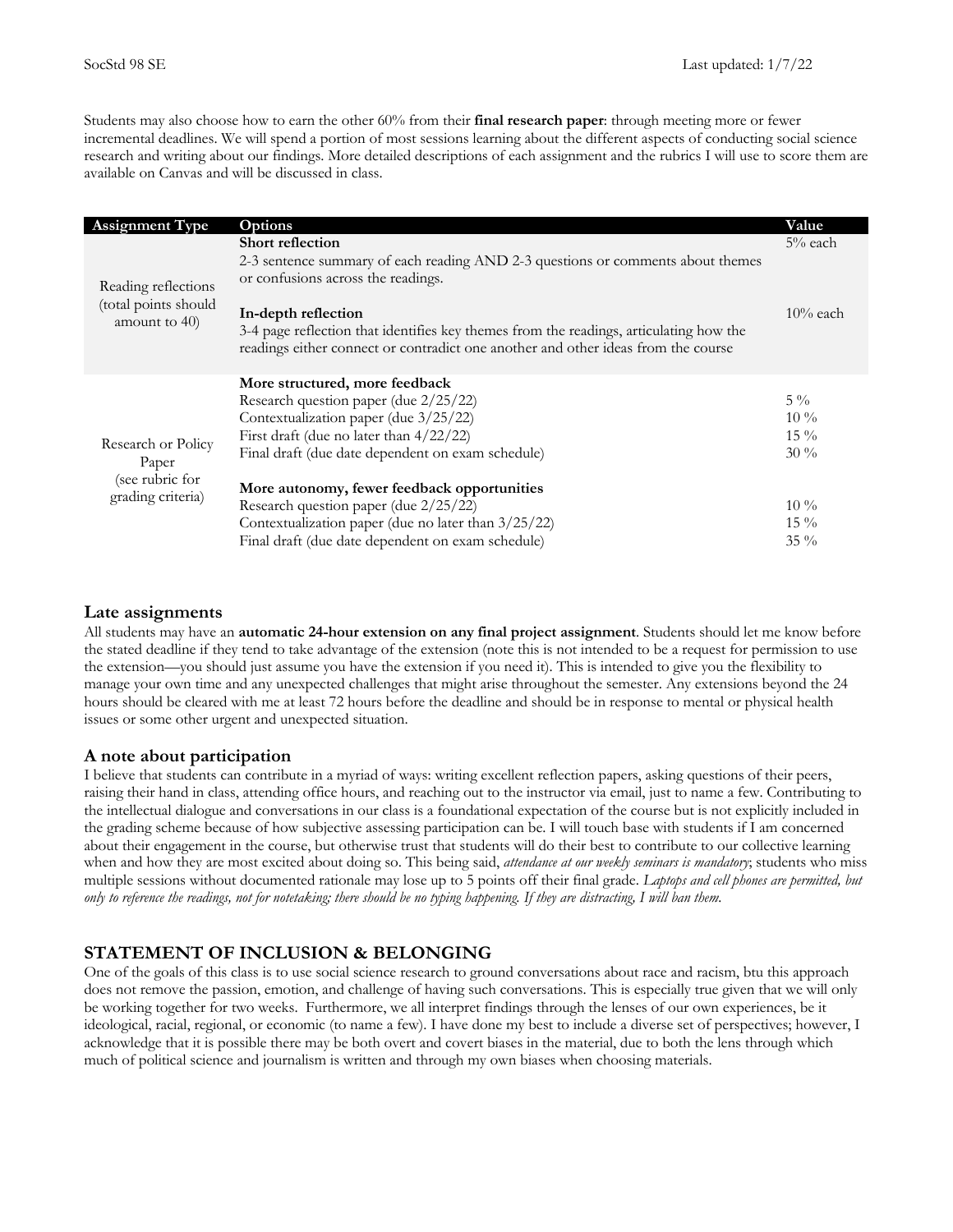Students may also choose how to earn the other 60% from their **final research paper**: through meeting more or fewer incremental deadlines. We will spend a portion of most sessions learning about the different aspects of conducting social science research and writing about our findings. More detailed descriptions of each assignment and the rubrics I will use to score them are available on Canvas and will be discussed in class.

| Assignment Type | Options | Value |
|---|---|---|
| Reading reflections (total points should amount to 40) | **Short reflection**<br>2-3 sentence summary of each reading AND 2-3 questions or comments about themes or confusions across the readings. | 5% each |
| | **In-depth reflection**<br>3-4 page reflection that identifies key themes from the readings, articulating how the readings either connect or contradict one another and other ideas from the course | 10% each |
| Research or Policy Paper (see rubric for grading criteria) | **More structured, more feedback** | |
| | Research question paper (due 2/25/22) | 5 % |
| | Contextualization paper (due 3/25/22) | 10 % |
| | First draft (due no later than 4/22/22) | 15 % |
| | Final draft (due date dependent on exam schedule) | 30 % |
| | **More autonomy, fewer feedback opportunities** | |
| | Research question paper (due 2/25/22) | 10 % |
| | Contextualization paper (due no later than 3/25/22) | 15 % |
| | Final draft (due date dependent on exam schedule) | 35 % |

## Late assignments

All students may have an **automatic 24-hour extension on any final project assignment**. Students should let me know before the stated deadline if they tend to take advantage of the extension (note this is not intended to be a request for permission to use the extension—you should just assume you have the extension if you need it). This is intended to give you the flexibility to manage your own time and any unexpected challenges that might arise throughout the semester. Any extensions beyond the 24 hours should be cleared with me at least 72 hours before the deadline and should be in response to mental or physical health issues or some other urgent and unexpected situation.

## A note about participation

I believe that students can contribute in a myriad of ways: writing excellent reflection papers, asking questions of their peers, raising their hand in class, attending office hours, and reaching out to the instructor via email, just to name a few. Contributing to the intellectual dialogue and conversations in our class is a foundational expectation of the course but is not explicitly included in the grading scheme because of how subjective assessing participation can be. I will touch base with students if I am concerned about their engagement in the course, but otherwise trust that students will do their best to contribute to our collective learning when and how they are most excited about doing so. This being said, *attendance at our weekly seminars is mandatory*; students who miss multiple sessions without documented rationale may lose up to 5 points off their final grade. *Laptops and cell phones are permitted, but only to reference the readings, not for notetaking; there should be no typing happening. If they are distracting, I will ban them.*

# STATEMENT OF INCLUSION & BELONGING

One of the goals of this class is to use social science research to ground conversations about race and racism, btu this approach does not remove the passion, emotion, and challenge of having such conversations. This is especially true given that we will only be working together for two weeks. Furthermore, we all interpret findings through the lenses of our own experiences, be it ideological, racial, regional, or economic (to name a few). I have done my best to include a diverse set of perspectives; however, I acknowledge that it is possible there may be both overt and covert biases in the material, due to both the lens through which much of political science and journalism is written and through my own biases when choosing materials.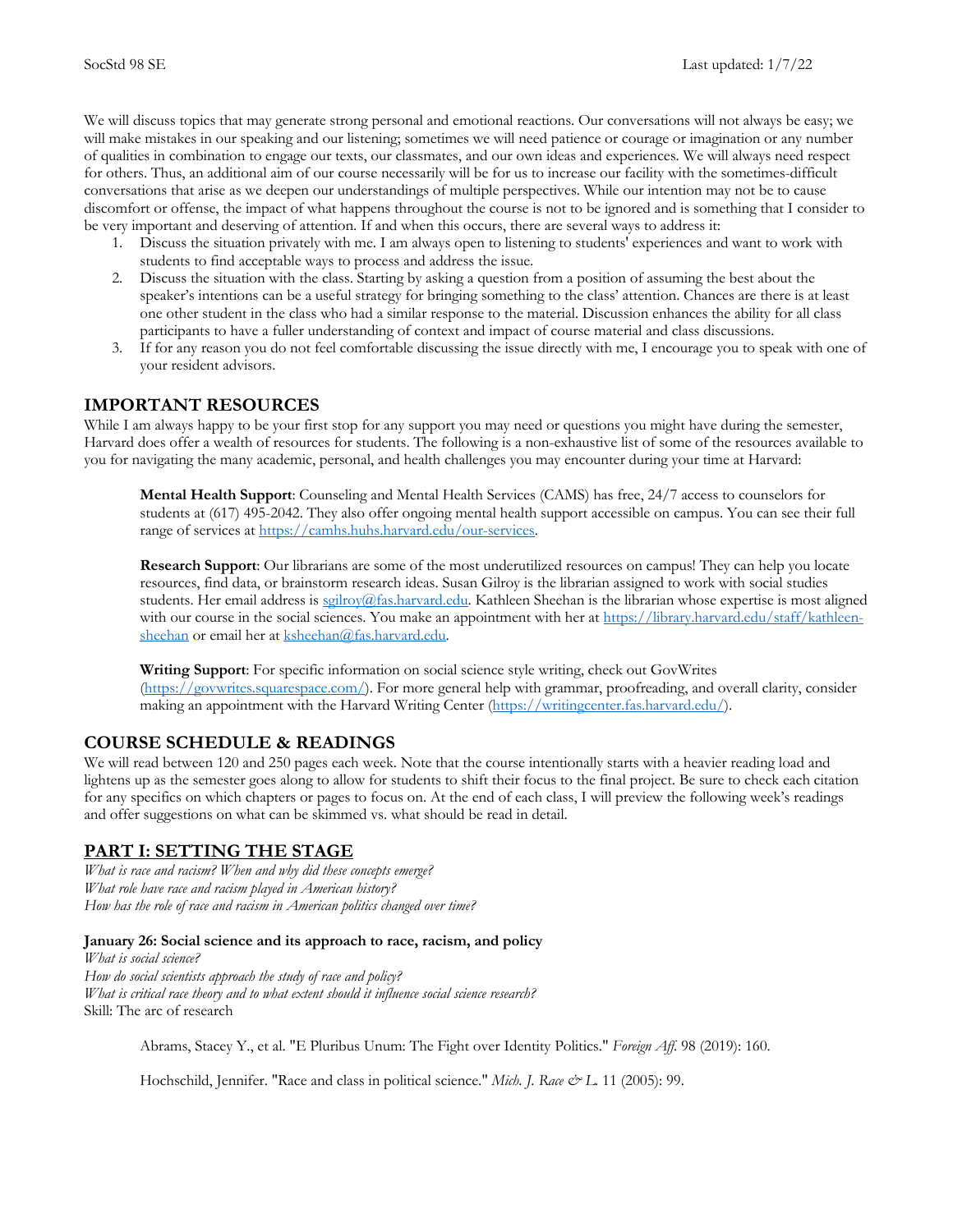We will discuss topics that may generate strong personal and emotional reactions. Our conversations will not always be easy; we will make mistakes in our speaking and our listening; sometimes we will need patience or courage or imagination or any number of qualities in combination to engage our texts, our classmates, and our own ideas and experiences. We will always need respect for others. Thus, an additional aim of our course necessarily will be for us to increase our facility with the sometimes-difficult conversations that arise as we deepen our understandings of multiple perspectives. While our intention may not be to cause discomfort or offense, the impact of what happens throughout the course is not to be ignored and is something that I consider to be very important and deserving of attention. If and when this occurs, there are several ways to address it:

1. Discuss the situation privately with me. I am always open to listening to students' experiences and want to work with students to find acceptable ways to process and address the issue.
2. Discuss the situation with the class. Starting by asking a question from a position of assuming the best about the speaker's intentions can be a useful strategy for bringing something to the class' attention. Chances are there is at least one other student in the class who had a similar response to the material. Discussion enhances the ability for all class participants to have a fuller understanding of context and impact of course material and class discussions.
3. If for any reason you do not feel comfortable discussing the issue directly with me, I encourage you to speak with one of your resident advisors.

## IMPORTANT RESOURCES

While I am always happy to be your first stop for any support you may need or questions you might have during the semester, Harvard does offer a wealth of resources for students. The following is a non-exhaustive list of some of the resources available to you for navigating the many academic, personal, and health challenges you may encounter during your time at Harvard:

> **Mental Health Support**: Counseling and Mental Health Services (CAMS) has free, 24/7 access to counselors for students at (617) 495-2042. They also offer ongoing mental health support accessible on campus. You can see their full range of services at https://camhs.huhs.harvard.edu/our-services.
>
> **Research Support**: Our librarians are some of the most underutilized resources on campus! They can help you locate resources, find data, or brainstorm research ideas. Susan Gilroy is the librarian assigned to work with social studies students. Her email address is sgilroy@fas.harvard.edu. Kathleen Sheehan is the librarian whose expertise is most aligned with our course in the social sciences. You make an appointment with her at https://library.harvard.edu/staff/kathleen-sheehan or email her at ksheehan@fas.harvard.edu.
>
> **Writing Support**: For specific information on social science style writing, check out GovWrites (https://govwrites.squarespace.com/). For more general help with grammar, proofreading, and overall clarity, consider making an appointment with the Harvard Writing Center (https://writingcenter.fas.harvard.edu/).

## COURSE SCHEDULE & READINGS

We will read between 120 and 250 pages each week. Note that the course intentionally starts with a heavier reading load and lightens up as the semester goes along to allow for students to shift their focus to the final project. Be sure to check each citation for any specifics on which chapters or pages to focus on. At the end of each class, I will preview the following week's readings and offer suggestions on what can be skimmed vs. what should be read in detail.

## PART I: SETTING THE STAGE

*What is race and racism? When and why did these concepts emerge?*
*What role have race and racism played in American history?*
*How has the role of race and racism in American politics changed over time?*

### January 26: Social science and its approach to race, racism, and policy

*What is social science?*
*How do social scientists approach the study of race and policy?*
*What is critical race theory and to what extent should it influence social science research?*
Skill: The arc of research

> Abrams, Stacey Y., et al. "E Pluribus Unum: The Fight over Identity Politics." *Foreign Aff.* 98 (2019): 160.
>
> Hochschild, Jennifer. "Race and class in political science." *Mich. J. Race & L.* 11 (2005): 99.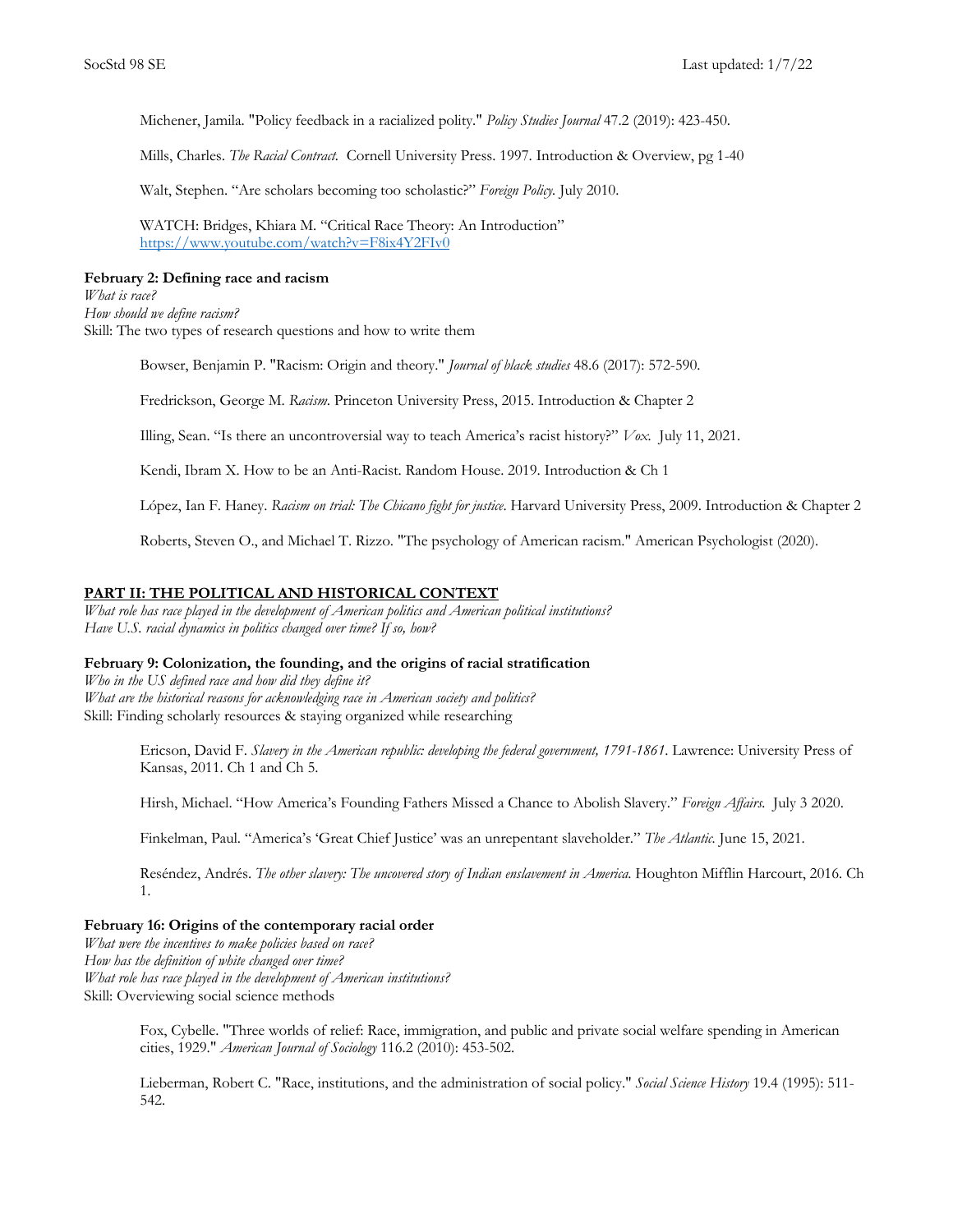Michener, Jamila. "Policy feedback in a racialized polity." *Policy Studies Journal* 47.2 (2019): 423-450.

Mills, Charles. *The Racial Contract.* Cornell University Press. 1997. Introduction & Overview, pg 1-40

Walt, Stephen. "Are scholars becoming too scholastic?" *Foreign Policy.* July 2010.

WATCH: Bridges, Khiara M. "Critical Race Theory: An Introduction" https://www.youtube.com/watch?v=F8ix4Y2FIv0

**February 2: Defining race and racism**
*What is race?*
*How should we define racism?*
Skill: The two types of research questions and how to write them

Bowser, Benjamin P. "Racism: Origin and theory." *Journal of black studies* 48.6 (2017): 572-590.

Fredrickson, George M. *Racism.* Princeton University Press, 2015. Introduction & Chapter 2

Illing, Sean. "Is there an uncontroversial way to teach America's racist history?" *Vox.* July 11, 2021.

Kendi, Ibram X. How to be an Anti-Racist. Random House. 2019. Introduction & Ch 1

López, Ian F. Haney. *Racism on trial: The Chicano fight for justice.* Harvard University Press, 2009. Introduction & Chapter 2

Roberts, Steven O., and Michael T. Rizzo. "The psychology of American racism." American Psychologist (2020).

## PART II: THE POLITICAL AND HISTORICAL CONTEXT

*What role has race played in the development of American politics and American political institutions?*
*Have U.S. racial dynamics in politics changed over time? If so, how?*

**February 9: Colonization, the founding, and the origins of racial stratification**
*Who in the US defined race and how did they define it?*
*What are the historical reasons for acknowledging race in American society and politics?*
Skill: Finding scholarly resources & staying organized while researching

Ericson, David F. *Slavery in the American republic: developing the federal government, 1791-1861.* Lawrence: University Press of Kansas, 2011. Ch 1 and Ch 5.

Hirsh, Michael. "How America's Founding Fathers Missed a Chance to Abolish Slavery." *Foreign Affairs.* July 3 2020.

Finkelman, Paul. "America's 'Great Chief Justice' was an unrepentant slaveholder." *The Atlantic.* June 15, 2021.

Reséndez, Andrés. *The other slavery: The uncovered story of Indian enslavement in America.* Houghton Mifflin Harcourt, 2016. Ch 1.

**February 16: Origins of the contemporary racial order**
*What were the incentives to make policies based on race?*
*How has the definition of white changed over time?*
*What role has race played in the development of American institutions?*
Skill: Overviewing social science methods

Fox, Cybelle. "Three worlds of relief: Race, immigration, and public and private social welfare spending in American cities, 1929." *American Journal of Sociology* 116.2 (2010): 453-502.

Lieberman, Robert C. "Race, institutions, and the administration of social policy." *Social Science History* 19.4 (1995): 511-542.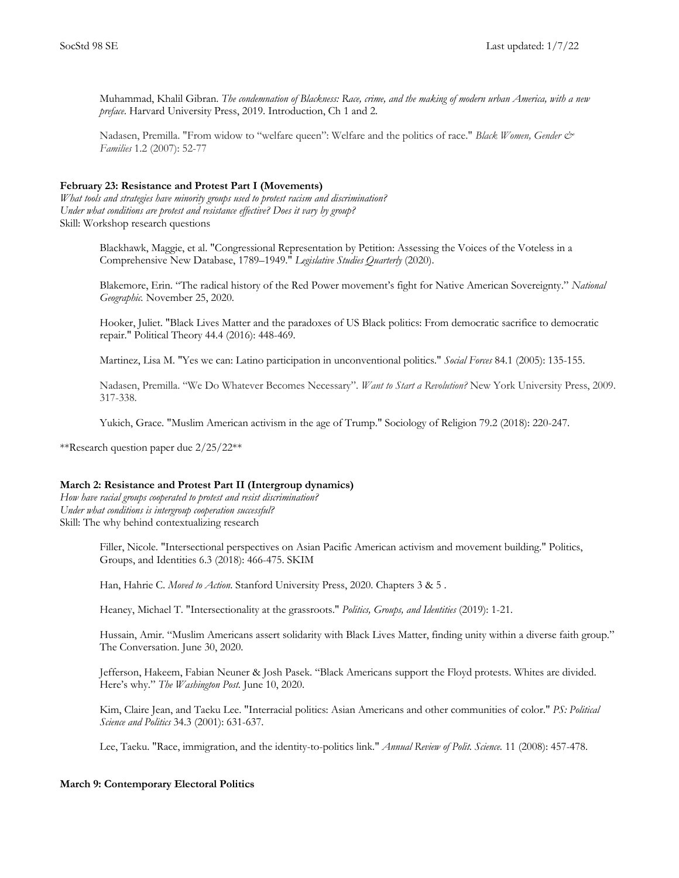Muhammad, Khalil Gibran. *The condemnation of Blackness: Race, crime, and the making of modern urban America, with a new preface*. Harvard University Press, 2019. Introduction, Ch 1 and 2.

Nadasen, Premilla. "From widow to "welfare queen": Welfare and the politics of race." *Black Women, Gender & Families* 1.2 (2007): 52-77

**February 23: Resistance and Protest Part I (Movements)**

*What tools and strategies have minority groups used to protest racism and discrimination?*
*Under what conditions are protest and resistance effective? Does it vary by group?*
Skill: Workshop research questions

Blackhawk, Maggie, et al. "Congressional Representation by Petition: Assessing the Voices of the Voteless in a Comprehensive New Database, 1789–1949." *Legislative Studies Quarterly* (2020).

Blakemore, Erin. "The radical history of the Red Power movement's fight for Native American Sovereignty." *National Geographic.* November 25, 2020.

Hooker, Juliet. "Black Lives Matter and the paradoxes of US Black politics: From democratic sacrifice to democratic repair." Political Theory 44.4 (2016): 448-469.

Martinez, Lisa M. "Yes we can: Latino participation in unconventional politics." *Social Forces* 84.1 (2005): 135-155.

Nadasen, Premilla. "We Do Whatever Becomes Necessary". *Want to Start a Revolution?* New York University Press, 2009. 317-338.

Yukich, Grace. "Muslim American activism in the age of Trump." Sociology of Religion 79.2 (2018): 220-247.

**Research question paper due 2/25/22**

**March 2: Resistance and Protest Part II (Intergroup dynamics)**

*How have racial groups cooperated to protest and resist discrimination?*
*Under what conditions is intergroup cooperation successful?*
Skill: The why behind contextualizing research

Filler, Nicole. "Intersectional perspectives on Asian Pacific American activism and movement building." Politics, Groups, and Identities 6.3 (2018): 466-475. SKIM

Han, Hahrie C. *Moved to Action*. Stanford University Press, 2020. Chapters 3 & 5 .

Heaney, Michael T. "Intersectionality at the grassroots." *Politics, Groups, and Identities* (2019): 1-21.

Hussain, Amir. "Muslim Americans assert solidarity with Black Lives Matter, finding unity within a diverse faith group." The Conversation. June 30, 2020.

Jefferson, Hakeem, Fabian Neuner & Josh Pasek. "Black Americans support the Floyd protests. Whites are divided. Here's why." *The Washington Post.* June 10, 2020.

Kim, Claire Jean, and Taeku Lee. "Interracial politics: Asian Americans and other communities of color." *PS: Political Science and Politics* 34.3 (2001): 631-637.

Lee, Taeku. "Race, immigration, and the identity-to-politics link." *Annual Review of Polit. Science.* 11 (2008): 457-478.

**March 9: Contemporary Electoral Politics**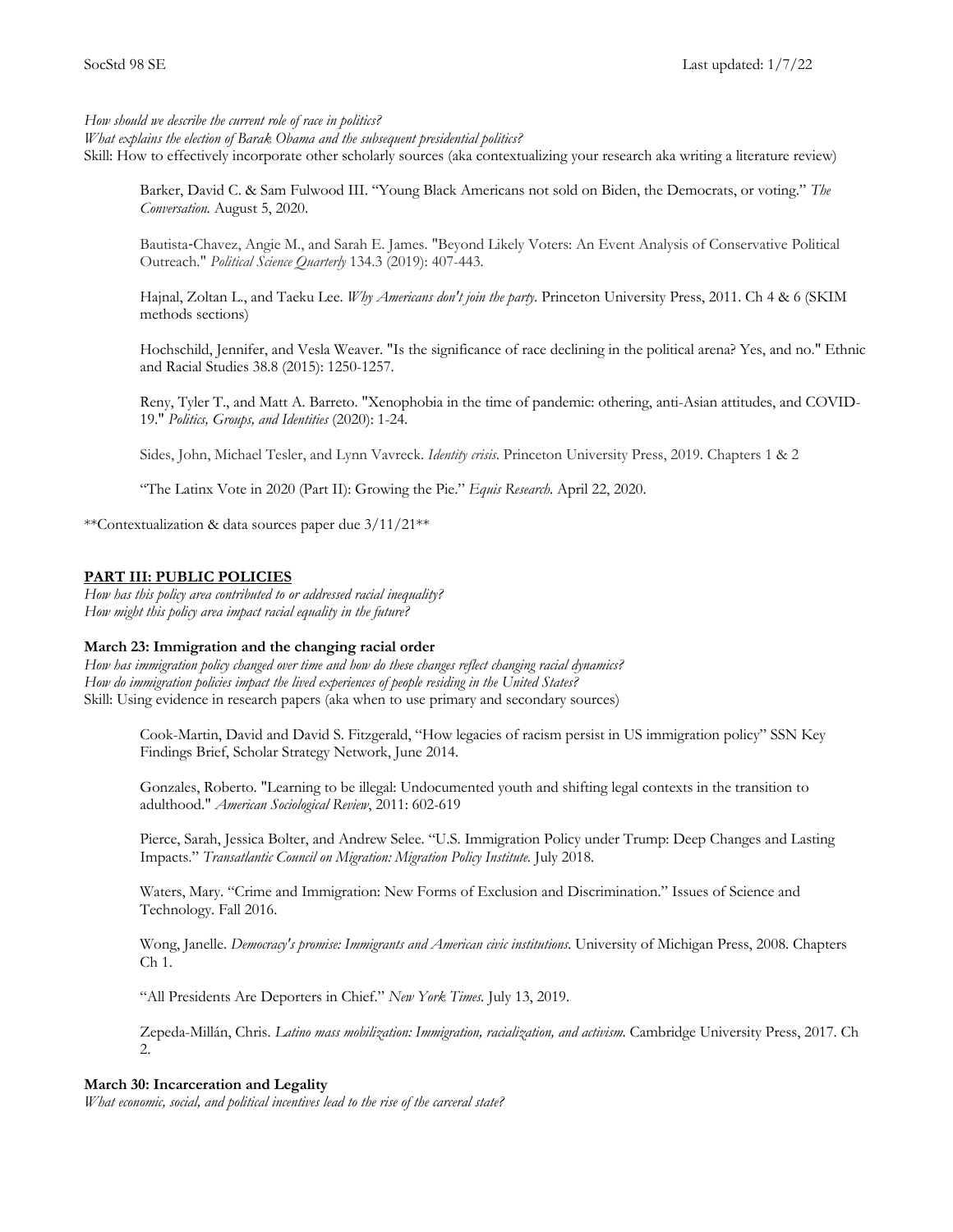*How should we describe the current role of race in politics?*
*What explains the election of Barack Obama and the subsequent presidential politics?*
Skill: How to effectively incorporate other scholarly sources (aka contextualizing your research aka writing a literature review)

> Barker, David C. & Sam Fulwood III. "Young Black Americans not sold on Biden, the Democrats, or voting." *The Conversation.* August 5, 2020.
>
> Bautista-Chavez, Angie M., and Sarah E. James. "Beyond Likely Voters: An Event Analysis of Conservative Political Outreach." *Political Science Quarterly* 134.3 (2019): 407-443.
>
> Hajnal, Zoltan L., and Taeku Lee. *Why Americans don't join the party.* Princeton University Press, 2011. Ch 4 & 6 (SKIM methods sections)
>
> Hochschild, Jennifer, and Vesla Weaver. "Is the significance of race declining in the political arena? Yes, and no." Ethnic and Racial Studies 38.8 (2015): 1250-1257.
>
> Reny, Tyler T., and Matt A. Barreto. "Xenophobia in the time of pandemic: othering, anti-Asian attitudes, and COVID-19." *Politics, Groups, and Identities* (2020): 1-24.
>
> Sides, John, Michael Tesler, and Lynn Vavreck. *Identity crisis.* Princeton University Press, 2019. Chapters 1 & 2
>
> "The Latinx Vote in 2020 (Part II): Growing the Pie." *Equis Research.* April 22, 2020.

**Contextualization & data sources paper due 3/11/21**

## PART III: PUBLIC POLICIES

*How has this policy area contributed to or addressed racial inequality?*
*How might this policy area impact racial equality in the future?*

### March 23: Immigration and the changing racial order

*How has immigration policy changed over time and how do these changes reflect changing racial dynamics?*
*How do immigration policies impact the lived experiences of people residing in the United States?*
Skill: Using evidence in research papers (aka when to use primary and secondary sources)

> Cook-Martin, David and David S. Fitzgerald, "How legacies of racism persist in US immigration policy" SSN Key Findings Brief, Scholar Strategy Network, June 2014.
>
> Gonzales, Roberto. "Learning to be illegal: Undocumented youth and shifting legal contexts in the transition to adulthood." *American Sociological Review*, 2011: 602-619
>
> Pierce, Sarah, Jessica Bolter, and Andrew Selee. "U.S. Immigration Policy under Trump: Deep Changes and Lasting Impacts." *Transatlantic Council on Migration: Migration Policy Institute.* July 2018.
>
> Waters, Mary. "Crime and Immigration: New Forms of Exclusion and Discrimination." Issues of Science and Technology. Fall 2016.
>
> Wong, Janelle. *Democracy's promise: Immigrants and American civic institutions.* University of Michigan Press, 2008. Chapters Ch 1.
>
> "All Presidents Are Deporters in Chief." *New York Times.* July 13, 2019.
>
> Zepeda-Millán, Chris. *Latino mass mobilization: Immigration, racialization, and activism.* Cambridge University Press, 2017. Ch 2.

### March 30: Incarceration and Legality

*What economic, social, and political incentives lead to the rise of the carceral state?*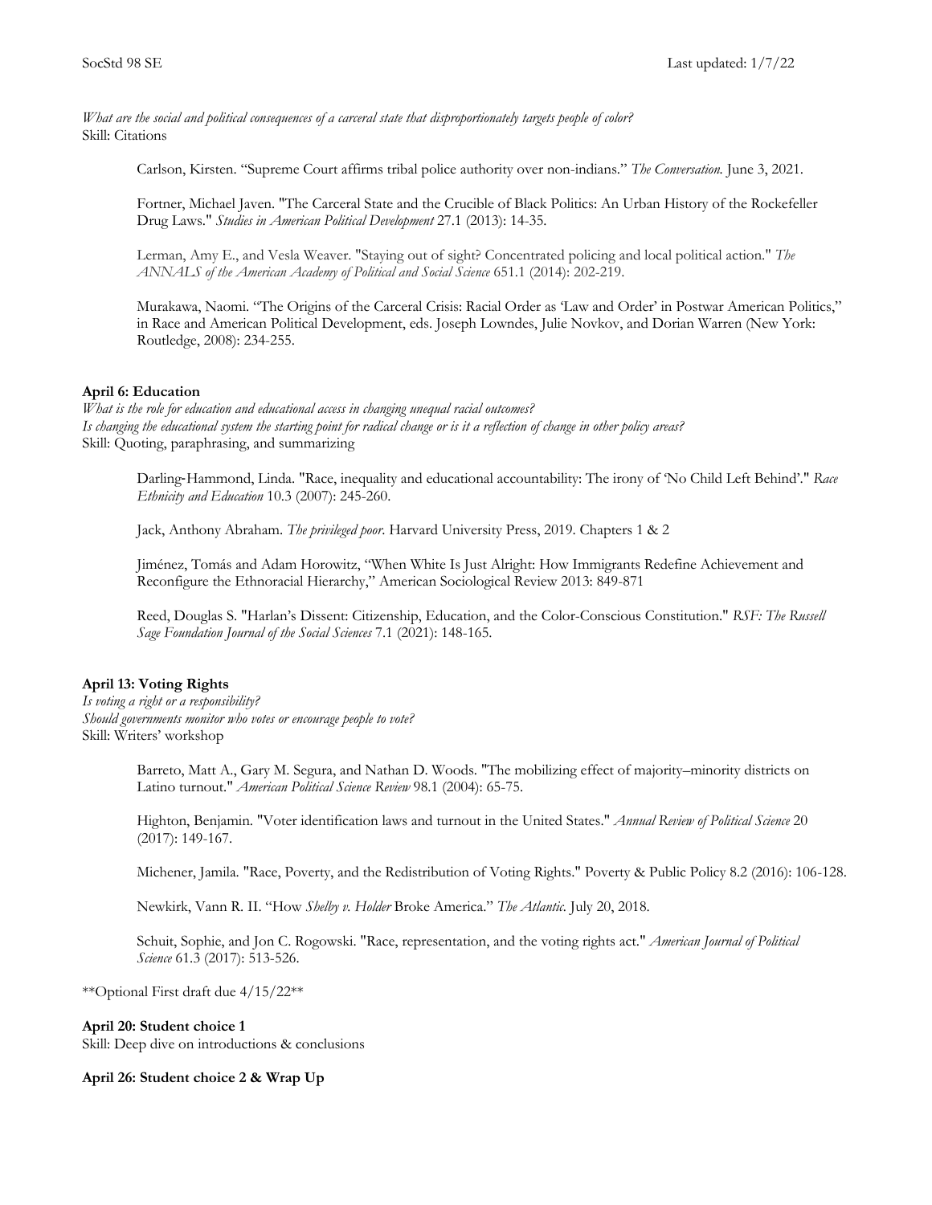*What are the social and political consequences of a carceral state that disproportionately targets people of color?*
Skill: Citations

> Carlson, Kirsten. "Supreme Court affirms tribal police authority over non-indians." *The Conversation.* June 3, 2021.
>
> Fortner, Michael Javen. "The Carceral State and the Crucible of Black Politics: An Urban History of the Rockefeller Drug Laws." *Studies in American Political Development* 27.1 (2013): 14-35.
>
> Lerman, Amy E., and Vesla Weaver. "Staying out of sight? Concentrated policing and local political action." *The ANNALS of the American Academy of Political and Social Science* 651.1 (2014): 202-219.
>
> Murakawa, Naomi. "The Origins of the Carceral Crisis: Racial Order as 'Law and Order' in Postwar American Politics," in Race and American Political Development, eds. Joseph Lowndes, Julie Novkov, and Dorian Warren (New York: Routledge, 2008): 234-255.

**April 6: Education**
*What is the role for education and educational access in changing unequal racial outcomes?*
*Is changing the educational system the starting point for radical change or is it a reflection of change in other policy areas?*
Skill: Quoting, paraphrasing, and summarizing

> Darling-Hammond, Linda. "Race, inequality and educational accountability: The irony of 'No Child Left Behind'." *Race Ethnicity and Education* 10.3 (2007): 245-260.
>
> Jack, Anthony Abraham. *The privileged poor.* Harvard University Press, 2019. Chapters 1 & 2
>
> Jiménez, Tomás and Adam Horowitz, "When White Is Just Alright: How Immigrants Redefine Achievement and Reconfigure the Ethnoracial Hierarchy," American Sociological Review 2013: 849-871
>
> Reed, Douglas S. "Harlan's Dissent: Citizenship, Education, and the Color-Conscious Constitution." *RSF: The Russell Sage Foundation Journal of the Social Sciences* 7.1 (2021): 148-165.

**April 13: Voting Rights**
*Is voting a right or a responsibility?*
*Should governments monitor who votes or encourage people to vote?*
Skill: Writers' workshop

> Barreto, Matt A., Gary M. Segura, and Nathan D. Woods. "The mobilizing effect of majority–minority districts on Latino turnout." *American Political Science Review* 98.1 (2004): 65-75.
>
> Highton, Benjamin. "Voter identification laws and turnout in the United States." *Annual Review of Political Science* 20 (2017): 149-167.
>
> Michener, Jamila. "Race, Poverty, and the Redistribution of Voting Rights." Poverty & Public Policy 8.2 (2016): 106-128.
>
> Newkirk, Vann R. II. "How *Shelby v. Holder* Broke America." *The Atlantic.* July 20, 2018.
>
> Schuit, Sophie, and Jon C. Rogowski. "Race, representation, and the voting rights act." *American Journal of Political Science* 61.3 (2017): 513-526.

\*\*Optional First draft due 4/15/22\*\*

**April 20: Student choice 1**
Skill: Deep dive on introductions & conclusions

**April 26: Student choice 2 & Wrap Up**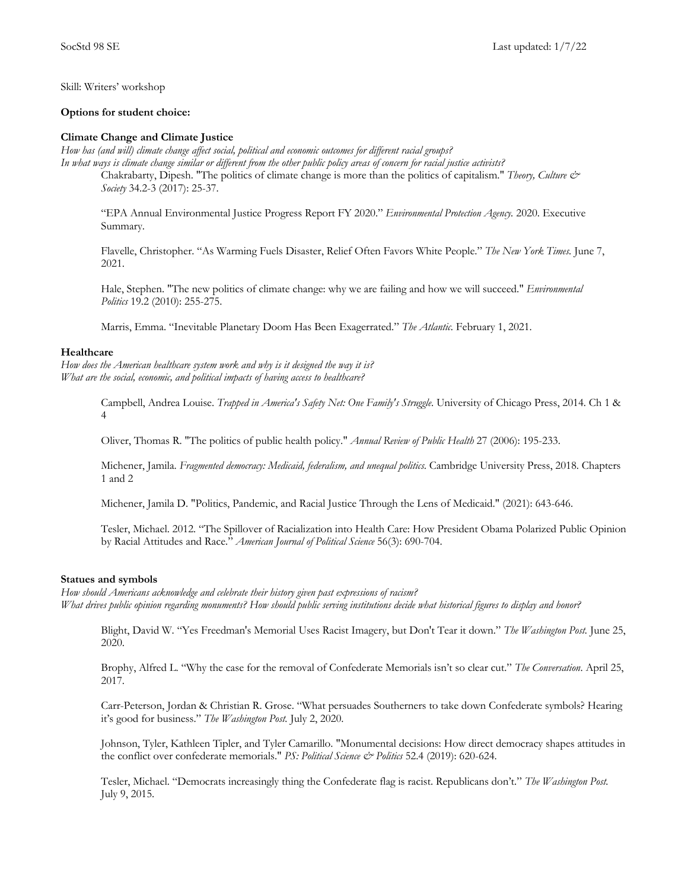Skill: Writers' workshop

**Options for student choice:**

**Climate Change and Climate Justice**

*How has (and will) climate change affect social, political and economic outcomes for different racial groups?*
*In what ways is climate change similar or different from the other public policy areas of concern for racial justice activists?*

Chakrabarty, Dipesh. "The politics of climate change is more than the politics of capitalism." *Theory, Culture & Society* 34.2-3 (2017): 25-37.

"EPA Annual Environmental Justice Progress Report FY 2020." *Environmental Protection Agency.* 2020. Executive Summary.

Flavelle, Christopher. "As Warming Fuels Disaster, Relief Often Favors White People." *The New York Times.* June 7, 2021.

Hale, Stephen. "The new politics of climate change: why we are failing and how we will succeed." *Environmental Politics* 19.2 (2010): 255-275.

Marris, Emma. "Inevitable Planetary Doom Has Been Exagerrated." *The Atlantic.* February 1, 2021.

**Healthcare**

*How does the American healthcare system work and why is it designed the way it is?*
*What are the social, economic, and political impacts of having access to healthcare?*

Campbell, Andrea Louise. *Trapped in America's Safety Net: One Family's Struggle.* University of Chicago Press, 2014. Ch 1 & 4

Oliver, Thomas R. "The politics of public health policy." *Annual Review of Public Health* 27 (2006): 195-233.

Michener, Jamila. *Fragmented democracy: Medicaid, federalism, and unequal politics.* Cambridge University Press, 2018. Chapters 1 and 2

Michener, Jamila D. "Politics, Pandemic, and Racial Justice Through the Lens of Medicaid." (2021): 643-646.

Tesler, Michael. 2012. "The Spillover of Racialization into Health Care: How President Obama Polarized Public Opinion by Racial Attitudes and Race." *American Journal of Political Science* 56(3): 690-704.

**Statues and symbols**

*How should Americans acknowledge and celebrate their history given past expressions of racism?*
*What drives public opinion regarding monuments? How should public serving institutions decide what historical figures to display and honor?*

Blight, David W. "Yes Freedman's Memorial Uses Racist Imagery, but Don't Tear it down." *The Washington Post.* June 25, 2020.

Brophy, Alfred L. "Why the case for the removal of Confederate Memorials isn't so clear cut." *The Conversation.* April 25, 2017.

Carr-Peterson, Jordan & Christian R. Grose. "What persuades Southerners to take down Confederate symbols? Hearing it's good for business." *The Washington Post.* July 2, 2020.

Johnson, Tyler, Kathleen Tipler, and Tyler Camarillo. "Monumental decisions: How direct democracy shapes attitudes in the conflict over confederate memorials." *PS: Political Science & Politics* 52.4 (2019): 620-624.

Tesler, Michael. "Democrats increasingly thing the Confederate flag is racist. Republicans don't." *The Washington Post.* July 9, 2015.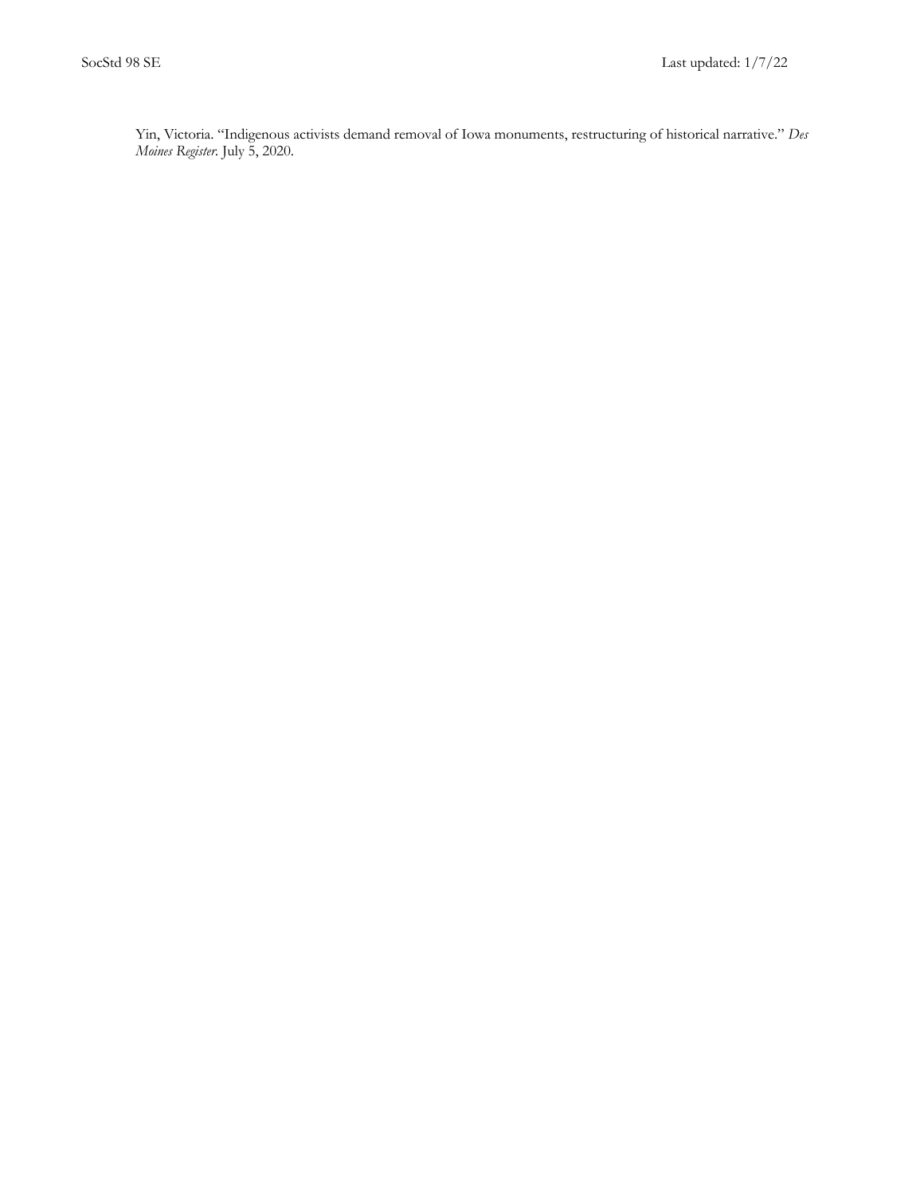Yin, Victoria. "Indigenous activists demand removal of Iowa monuments, restructuring of historical narrative." *Des Moines Register*. July 5, 2020.